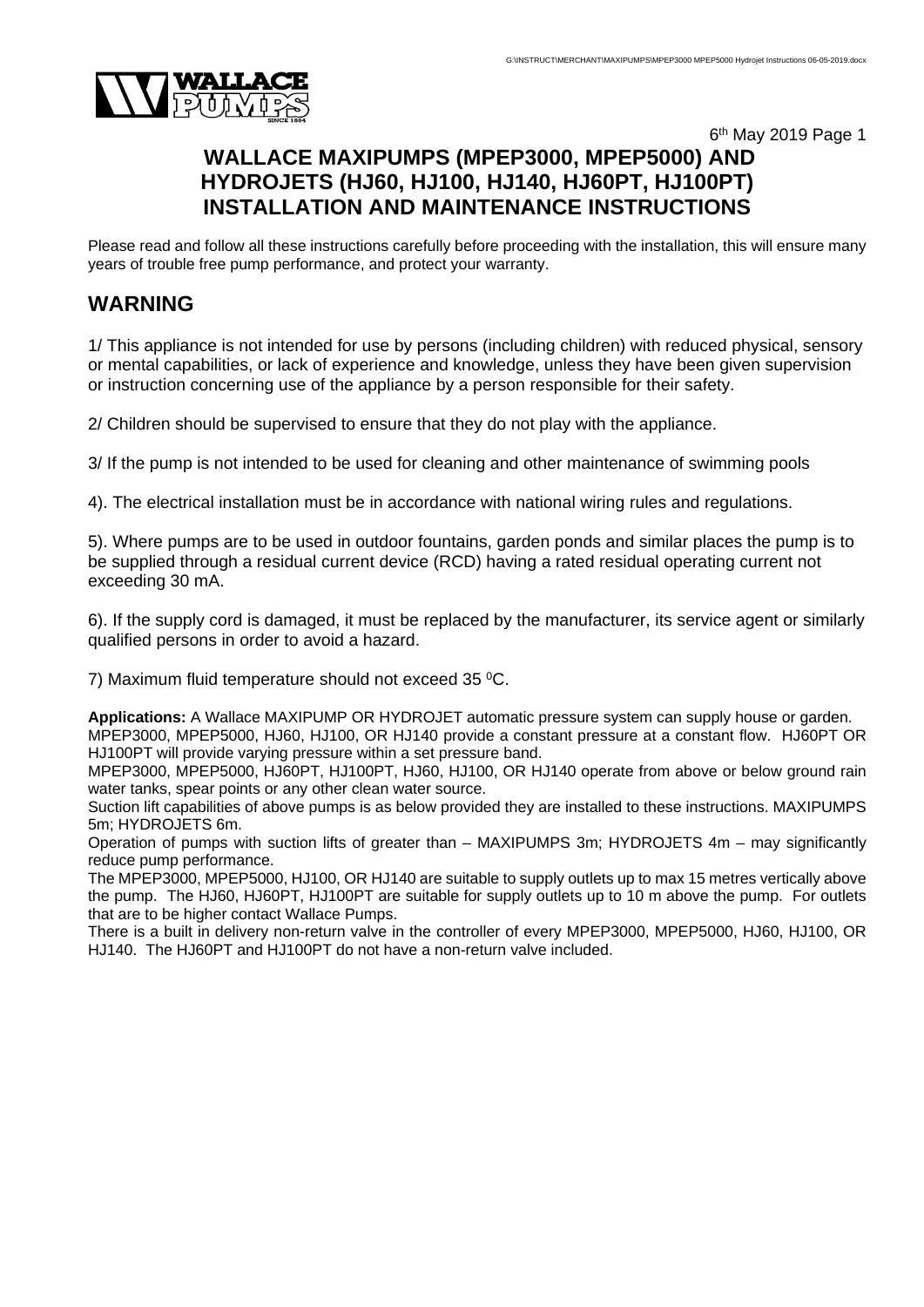6th May 2019

# WALLACE MAXIPUMPS (MPEP3000, MPEP5000) AND HYDROJETS (HJ60, HJ100, HJ140, HJ60PT, HJ100PT) INSTALLATION AND MAINTENANCE INSTRUCTIONS

Please read and follow all these instructions carefully before proceeding with the installation, this will ensure many years of trouble free pump performance, and protect your warranty.

## WARNING

1/ This appliance is not intended for use by persons (including children) with reduced physical, sensory or mental capabilities, or lack of experience and knowledge, unless they have been given supervision or instruction concerning use of the appliance by a person responsible for their safety.

2/ Children should be supervised to ensure that they do not play with the appliance.

3/ If the pump is not intended to be used for cleaning and other maintenance of swimming pools

4). The electrical installation must be in accordance with national wiring rules and regulations.

5). Where pumps are to be used in outdoor fountains, garden ponds and similar places the pump is to be supplied through a residual current device (RCD) having a rated residual operating current not exceeding 30 mA.

6). If the supply cord is damaged, it must be replaced by the manufacturer, its service agent or similarly qualified persons in order to avoid a hazard.

7) Maximum fluid temperature should not exceed 35 $^0$C.

**Applications:** A Wallace MAXIPUMP OR HYDROJET automatic pressure system can supply house or garden. MPEP3000, MPEP5000, HJ60, HJ100, OR HJ140 provide a constant pressure at a constant flow. HJ60PT OR HJ100PT will provide varying pressure within a set pressure band.

MPEP3000, MPEP5000, HJ60PT, HJ100PT, HJ60, HJ100, OR HJ140 operate from above or below ground rain water tanks, spear points or any other clean water source.

Suction lift capabilities of above pumps is as below provided they are installed to these instructions. MAXIPUMPS 5m; HYDROJETS 6m.

Operation of pumps with suction lifts of greater than – MAXIPUMPS 3m; HYDROJETS 4m – may significantly reduce pump performance.

The MPEP3000, MPEP5000, HJ100, OR HJ140 are suitable to supply outlets up to max 15 metres vertically above the pump. The HJ60, HJ60PT, HJ100PT are suitable for supply outlets up to 10 m above the pump. For outlets that are to be higher contact Wallace Pumps.

There is a built in delivery non-return valve in the controller of every MPEP3000, MPEP5000, HJ60, HJ100, OR HJ140. The HJ60PT and HJ100PT do not have a non-return valve included.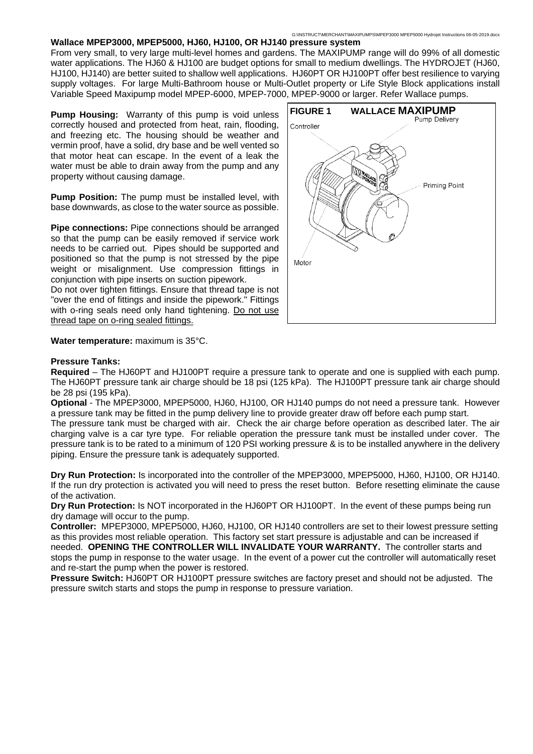## Wallace MPEP3000, MPEP5000, HJ60, HJ100, OR HJ140 pressure system

From very small, to very large multi-level homes and gardens. The MAXIPUMP range will do 99% of all domestic water applications. The HJ60 & HJ100 are budget options for small to medium dwellings. The HYDROJET (HJ60, HJ100, HJ140) are better suited to shallow well applications. HJ60PT OR HJ100PT offer best resilience to varying supply voltages. For large Multi-Bathroom house or Multi-Outlet property or Life Style Block applications install Variable Speed Maxipump model MPEP-6000, MPEP-7000, MPEP-9000 or larger. Refer Wallace pumps.

**Pump Housing:** Warranty of this pump is void unless correctly housed and protected from heat, rain, flooding, and freezing etc. The housing should be weather and vermin proof, have a solid, dry base and be well vented so that motor heat can escape. In the event of a leak the water must be able to drain away from the pump and any property without causing damage.

**Pump Position:** The pump must be installed level, with base downwards, as close to the water source as possible.

**Pipe connections:** Pipe connections should be arranged so that the pump can be easily removed if service work needs to be carried out. Pipes should be supported and positioned so that the pump is not stressed by the pipe weight or misalignment. Use compression fittings in conjunction with pipe inserts on suction pipework.
Do not over tighten fittings. Ensure that thread tape is not "over the end of fittings and inside the pipework." Fittings with o-ring seals need only hand tightening. Do not use thread tape on o-ring sealed fittings.

**FIGURE 1 WALLACE MAXIPUMP**

Controller — Pump Delivery — Priming Point — Motor

**Water temperature:** maximum is 35°C.

**Pressure Tanks:**

**Required** – The HJ60PT and HJ100PT require a pressure tank to operate and one is supplied with each pump. The HJ60PT pressure tank air charge should be 18 psi (125 kPa). The HJ100PT pressure tank air charge should be 28 psi (195 kPa).

**Optional** - The MPEP3000, MPEP5000, HJ60, HJ100, OR HJ140 pumps do not need a pressure tank. However a pressure tank may be fitted in the pump delivery line to provide greater draw off before each pump start.

The pressure tank must be charged with air. Check the air charge before operation as described later. The air charging valve is a car tyre type. For reliable operation the pressure tank must be installed under cover. The pressure tank is to be rated to a minimum of 120 PSI working pressure & is to be installed anywhere in the delivery piping. Ensure the pressure tank is adequately supported.

**Dry Run Protection:** Is incorporated into the controller of the MPEP3000, MPEP5000, HJ60, HJ100, OR HJ140. If the run dry protection is activated you will need to press the reset button. Before resetting eliminate the cause of the activation.

**Dry Run Protection:** Is NOT incorporated in the HJ60PT OR HJ100PT. In the event of these pumps being run dry damage will occur to the pump.

**Controller:** MPEP3000, MPEP5000, HJ60, HJ100, OR HJ140 controllers are set to their lowest pressure setting as this provides most reliable operation. This factory set start pressure is adjustable and can be increased if needed. **OPENING THE CONTROLLER WILL INVALIDATE YOUR WARRANTY.** The controller starts and stops the pump in response to the water usage. In the event of a power cut the controller will automatically reset and re-start the pump when the power is restored.

**Pressure Switch:** HJ60PT OR HJ100PT pressure switches are factory preset and should not be adjusted. The pressure switch starts and stops the pump in response to pressure variation.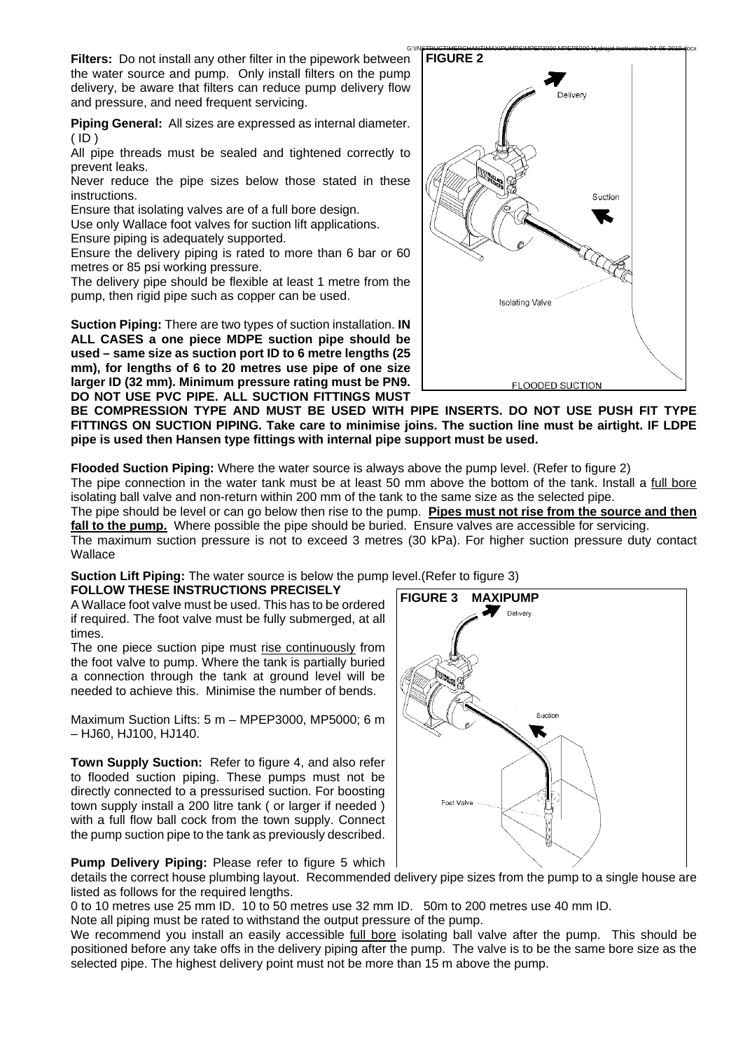**Filters:** Do not install any other filter in the pipework between the water source and pump. Only install filters on the pump delivery, be aware that filters can reduce pump delivery flow and pressure, and need frequent servicing.

**Piping General:** All sizes are expressed as internal diameter. ( ID )

All pipe threads must be sealed and tightened correctly to prevent leaks.

Never reduce the pipe sizes below those stated in these instructions.

Ensure that isolating valves are of a full bore design.

Use only Wallace foot valves for suction lift applications.

Ensure piping is adequately supported.

Ensure the delivery piping is rated to more than 6 bar or 60 metres or 85 psi working pressure.

The delivery pipe should be flexible at least 1 metre from the pump, then rigid pipe such as copper can be used.

**Suction Piping:** There are two types of suction installation. **IN ALL CASES a one piece MDPE suction pipe should be used – same size as suction port ID to 6 metre lengths (25 mm), for lengths of 6 to 20 metres use pipe of one size larger ID (32 mm). Minimum pressure rating must be PN9. DO NOT USE PVC PIPE. ALL SUCTION FITTINGS MUST BE COMPRESSION TYPE AND MUST BE USED WITH PIPE INSERTS. DO NOT USE PUSH FIT TYPE FITTINGS ON SUCTION PIPING. Take care to minimise joins. The suction line must be airtight. IF LDPE pipe is used then Hansen type fittings with internal pipe support must be used.**

**FIGURE 2**

Delivery

Suction

Isolating Valve

FLOODED SUCTION

**Flooded Suction Piping:** Where the water source is always above the pump level. (Refer to figure 2)

The pipe connection in the water tank must be at least 50 mm above the bottom of the tank. Install a full bore isolating ball valve and non-return within 200 mm of the tank to the same size as the selected pipe.

The pipe should be level or can go below then rise to the pump. **Pipes must not rise from the source and then fall to the pump.** Where possible the pipe should be buried. Ensure valves are accessible for servicing.

The maximum suction pressure is not to exceed 3 metres (30 kPa). For higher suction pressure duty contact Wallace

**Suction Lift Piping:** The water source is below the pump level.(Refer to figure 3)

**FOLLOW THESE INSTRUCTIONS PRECISELY**

A Wallace foot valve must be used. This has to be ordered if required. The foot valve must be fully submerged, at all times.

The one piece suction pipe must rise continuously from the foot valve to pump. Where the tank is partially buried a connection through the tank at ground level will be needed to achieve this. Minimise the number of bends.

Maximum Suction Lifts: 5 m – MPEP3000, MP5000; 6 m – HJ60, HJ100, HJ140.

**Town Supply Suction:** Refer to figure 4, and also refer to flooded suction piping. These pumps must not be directly connected to a pressurised suction. For boosting town supply install a 200 litre tank ( or larger if needed ) with a full flow ball cock from the town supply. Connect the pump suction pipe to the tank as previously described.

**FIGURE 3 MAXIPUMP**

Delivery

Suction

Foot Valve

**Pump Delivery Piping:** Please refer to figure 5 which details the correct house plumbing layout. Recommended delivery pipe sizes from the pump to a single house are listed as follows for the required lengths.

0 to 10 metres use 25 mm ID. 10 to 50 metres use 32 mm ID. 50m to 200 metres use 40 mm ID.

Note all piping must be rated to withstand the output pressure of the pump.

We recommend you install an easily accessible full bore isolating ball valve after the pump. This should be positioned before any take offs in the delivery piping after the pump. The valve is to be the same bore size as the selected pipe. The highest delivery point must not be more than 15 m above the pump.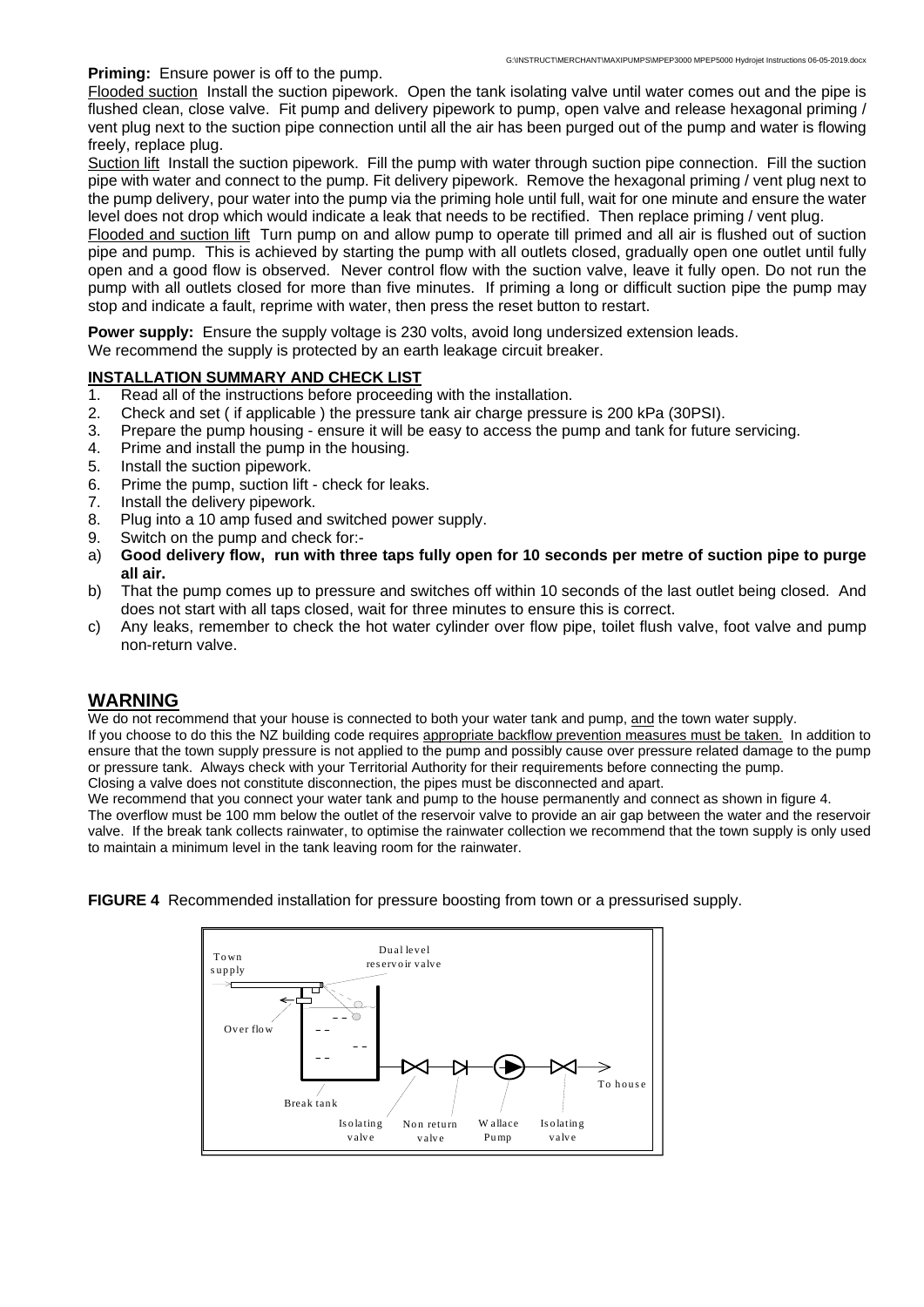**Priming:** Ensure power is off to the pump.

Flooded suction Install the suction pipework. Open the tank isolating valve until water comes out and the pipe is flushed clean, close valve. Fit pump and delivery pipework to pump, open valve and release hexagonal priming / vent plug next to the suction pipe connection until all the air has been purged out of the pump and water is flowing freely, replace plug.

Suction lift Install the suction pipework. Fill the pump with water through suction pipe connection. Fill the suction pipe with water and connect to the pump. Fit delivery pipework. Remove the hexagonal priming / vent plug next to the pump delivery, pour water into the pump via the priming hole until full, wait for one minute and ensure the water level does not drop which would indicate a leak that needs to be rectified. Then replace priming / vent plug.

Flooded and suction lift Turn pump on and allow pump to operate till primed and all air is flushed out of suction pipe and pump. This is achieved by starting the pump with all outlets closed, gradually open one outlet until fully open and a good flow is observed. Never control flow with the suction valve, leave it fully open. Do not run the pump with all outlets closed for more than five minutes. If priming a long or difficult suction pipe the pump may stop and indicate a fault, reprime with water, then press the reset button to restart.

**Power supply:** Ensure the supply voltage is 230 volts, avoid long undersized extension leads.
We recommend the supply is protected by an earth leakage circuit breaker.

## INSTALLATION SUMMARY AND CHECK LIST

1. Read all of the instructions before proceeding with the installation.
2. Check and set ( if applicable ) the pressure tank air charge pressure is 200 kPa (30PSI).
3. Prepare the pump housing - ensure it will be easy to access the pump and tank for future servicing.
4. Prime and install the pump in the housing.
5. Install the suction pipework.
6. Prime the pump, suction lift - check for leaks.
7. Install the delivery pipework.
8. Plug into a 10 amp fused and switched power supply.
9. Switch on the pump and check for:-

a) **Good delivery flow, run with three taps fully open for 10 seconds per metre of suction pipe to purge all air.**
b) That the pump comes up to pressure and switches off within 10 seconds of the last outlet being closed. And does not start with all taps closed, wait for three minutes to ensure this is correct.
c) Any leaks, remember to check the hot water cylinder over flow pipe, toilet flush valve, foot valve and pump non-return valve.

## WARNING

We do not recommend that your house is connected to both your water tank and pump, and the town water supply.
If you choose to do this the NZ building code requires appropriate backflow prevention measures must be taken. In addition to ensure that the town supply pressure is not applied to the pump and possibly cause over pressure related damage to the pump or pressure tank. Always check with your Territorial Authority for their requirements before connecting the pump.
Closing a valve does not constitute disconnection, the pipes must be disconnected and apart.
We recommend that you connect your water tank and pump to the house permanently and connect as shown in figure 4.
The overflow must be 100 mm below the outlet of the reservoir valve to provide an air gap between the water and the reservoir valve. If the break tank collects rainwater, to optimise the rainwater collection we recommend that the town supply is only used to maintain a minimum level in the tank leaving room for the rainwater.

**FIGURE 4** Recommended installation for pressure boosting from town or a pressurised supply.

Town supply — Dual level reservoir valve — Over flow — Break tank — Isolating valve — Non return valve — Wallace Pump — Isolating valve — To house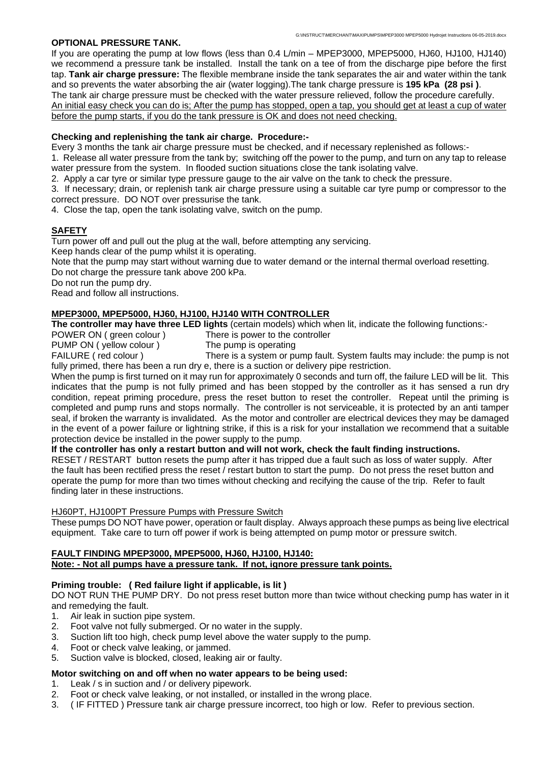**OPTIONAL PRESSURE TANK.**

If you are operating the pump at low flows (less than 0.4 L/min – MPEP3000, MPEP5000, HJ60, HJ100, HJ140) we recommend a pressure tank be installed. Install the tank on a tee of from the discharge pipe before the first tap. **Tank air charge pressure:** The flexible membrane inside the tank separates the air and water within the tank and so prevents the water absorbing the air (water logging).The tank charge pressure is **195 kPa (28 psi )**.
The tank air charge pressure must be checked with the water pressure relieved, follow the procedure carefully.
An initial easy check you can do is; After the pump has stopped, open a tap, you should get at least a cup of water before the pump starts, if you do the tank pressure is OK and does not need checking.

**Checking and replenishing the tank air charge. Procedure:-**

Every 3 months the tank air charge pressure must be checked, and if necessary replenished as follows:-

1. Release all water pressure from the tank by; switching off the power to the pump, and turn on any tap to release water pressure from the system. In flooded suction situations close the tank isolating valve.
2. Apply a car tyre or similar type pressure gauge to the air valve on the tank to check the pressure.
3. If necessary; drain, or replenish tank air charge pressure using a suitable car tyre pump or compressor to the correct pressure. DO NOT over pressurise the tank.
4. Close the tap, open the tank isolating valve, switch on the pump.

**SAFETY**

Turn power off and pull out the plug at the wall, before attempting any servicing.
Keep hands clear of the pump whilst it is operating.
Note that the pump may start without warning due to water demand or the internal thermal overload resetting.
Do not charge the pressure tank above 200 kPa.
Do not run the pump dry.
Read and follow all instructions.

**MPEP3000, MPEP5000, HJ60, HJ100, HJ140 WITH CONTROLLER**

**The controller may have three LED lights** (certain models) which when lit, indicate the following functions:-

POWER ON ( green colour ) — There is power to the controller
PUMP ON ( yellow colour ) — The pump is operating
FAILURE ( red colour ) — There is a system or pump fault. System faults may include: the pump is not fully primed, there has been a run dry e, there is a suction or delivery pipe restriction.

When the pump is first turned on it may run for approximately 0 seconds and turn off, the failure LED will be lit. This indicates that the pump is not fully primed and has been stopped by the controller as it has sensed a run dry condition, repeat priming procedure, press the reset button to reset the controller. Repeat until the priming is completed and pump runs and stops normally. The controller is not serviceable, it is protected by an anti tamper seal, if broken the warranty is invalidated. As the motor and controller are electrical devices they may be damaged in the event of a power failure or lightning strike, if this is a risk for your installation we recommend that a suitable protection device be installed in the power supply to the pump.

**If the controller has only a restart button and will not work, check the fault finding instructions.**

RESET / RESTART button resets the pump after it has tripped due a fault such as loss of water supply. After the fault has been rectified press the reset / restart button to start the pump. Do not press the reset button and operate the pump for more than two times without checking and recifying the cause of the trip. Refer to fault finding later in these instructions.

HJ60PT, HJ100PT Pressure Pumps with Pressure Switch

These pumps DO NOT have power, operation or fault display. Always approach these pumps as being live electrical equipment. Take care to turn off power if work is being attempted on pump motor or pressure switch.

**FAULT FINDING MPEP3000, MPEP5000, HJ60, HJ100, HJ140:**
**Note: - Not all pumps have a pressure tank. If not, ignore pressure tank points.**

**Priming trouble: ( Red failure light if applicable, is lit )**

DO NOT RUN THE PUMP DRY. Do not press reset button more than twice without checking pump has water in it and remedying the fault.

1. Air leak in suction pipe system.
2. Foot valve not fully submerged. Or no water in the supply.
3. Suction lift too high, check pump level above the water supply to the pump.
4. Foot or check valve leaking, or jammed.
5. Suction valve is blocked, closed, leaking air or faulty.

**Motor switching on and off when no water appears to be being used:**

1. Leak / s in suction and / or delivery pipework.
2. Foot or check valve leaking, or not installed, or installed in the wrong place.
3. ( IF FITTED ) Pressure tank air charge pressure incorrect, too high or low. Refer to previous section.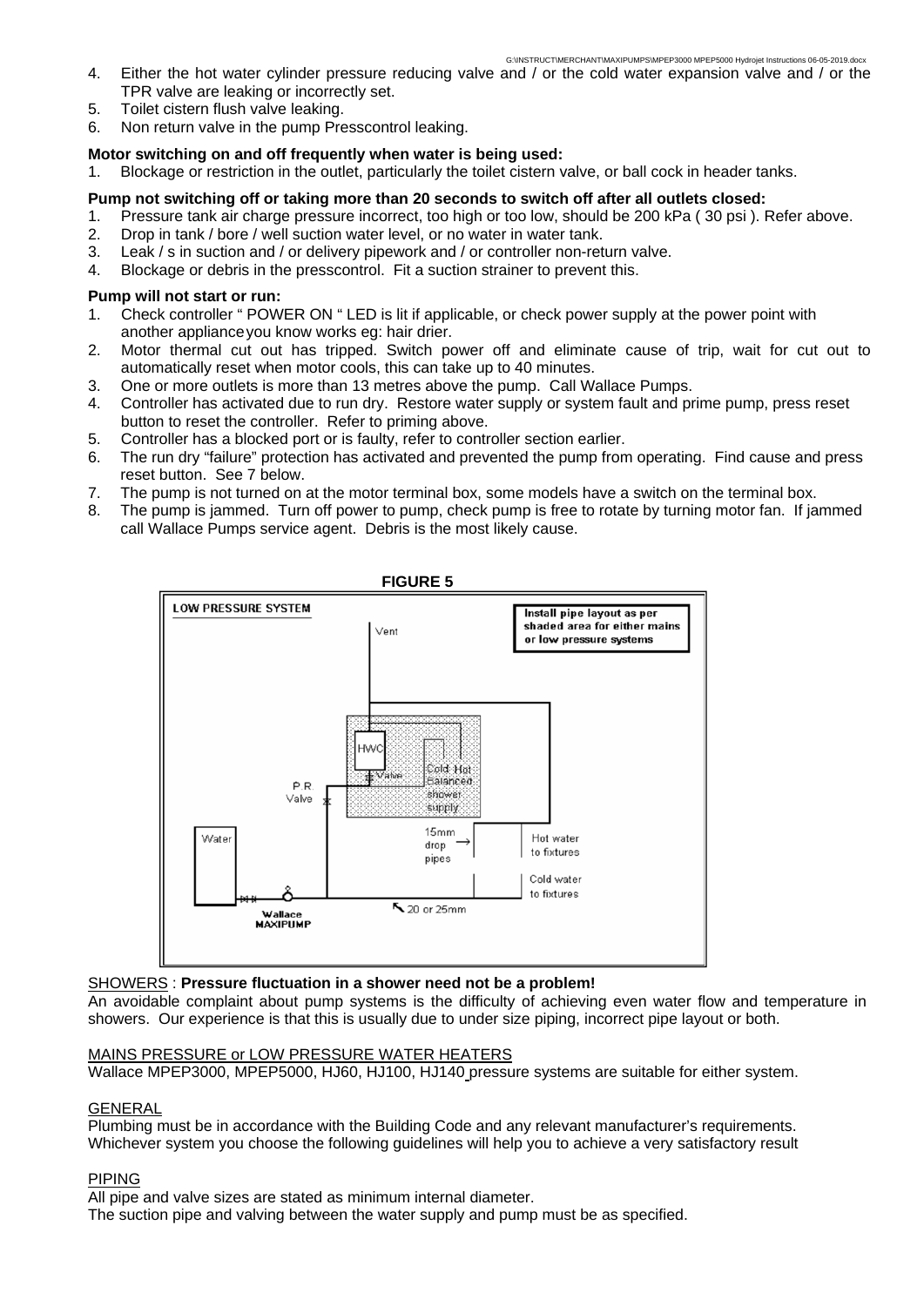4. Either the hot water cylinder pressure reducing valve and / or the cold water expansion valve and / or the TPR valve are leaking or incorrectly set.
5. Toilet cistern flush valve leaking.
6. Non return valve in the pump Presscontrol leaking.

**Motor switching on and off frequently when water is being used:**

1. Blockage or restriction in the outlet, particularly the toilet cistern valve, or ball cock in header tanks.

**Pump not switching off or taking more than 20 seconds to switch off after all outlets closed:**

1. Pressure tank air charge pressure incorrect, too high or too low, should be 200 kPa ( 30 psi ). Refer above.
2. Drop in tank / bore / well suction water level, or no water in water tank.
3. Leak / s in suction and / or delivery pipework and / or controller non-return valve.
4. Blockage or debris in the presscontrol. Fit a suction strainer to prevent this.

**Pump will not start or run:**

1. Check controller " POWER ON " LED is lit if applicable, or check power supply at the power point with another appliance you know works eg: hair drier.
2. Motor thermal cut out has tripped. Switch power off and eliminate cause of trip, wait for cut out to automatically reset when motor cools, this can take up to 40 minutes.
3. One or more outlets is more than 13 metres above the pump. Call Wallace Pumps.
4. Controller has activated due to run dry. Restore water supply or system fault and prime pump, press reset button to reset the controller. Refer to priming above.
5. Controller has a blocked port or is faulty, refer to controller section earlier.
6. The run dry "failure" protection has activated and prevented the pump from operating. Find cause and press reset button. See 7 below.
7. The pump is not turned on at the motor terminal box, some models have a switch on the terminal box.
8. The pump is jammed. Turn off power to pump, check pump is free to rotate by turning motor fan. If jammed call Wallace Pumps service agent. Debris is the most likely cause.

**FIGURE 5**

LOW PRESSURE SYSTEM

Install pipe layout as per shaded area for either mains or low pressure systems

Vent, HWC, Valve, Cold, Hot, Balanced shower supply, P.R. Valve, Water, 15mm drop pipes, Hot water to fixtures, Cold water to fixtures, 20 or 25mm, Wallace MAXIPUMP

SHOWERS : **Pressure fluctuation in a shower need not be a problem!**

An avoidable complaint about pump systems is the difficulty of achieving even water flow and temperature in showers. Our experience is that this is usually due to under size piping, incorrect pipe layout or both.

MAINS PRESSURE or LOW PRESSURE WATER HEATERS

Wallace MPEP3000, MPEP5000, HJ60, HJ100, HJ140 pressure systems are suitable for either system.

GENERAL

Plumbing must be in accordance with the Building Code and any relevant manufacturer's requirements.
Whichever system you choose the following guidelines will help you to achieve a very satisfactory result

PIPING

All pipe and valve sizes are stated as minimum internal diameter.
The suction pipe and valving between the water supply and pump must be as specified.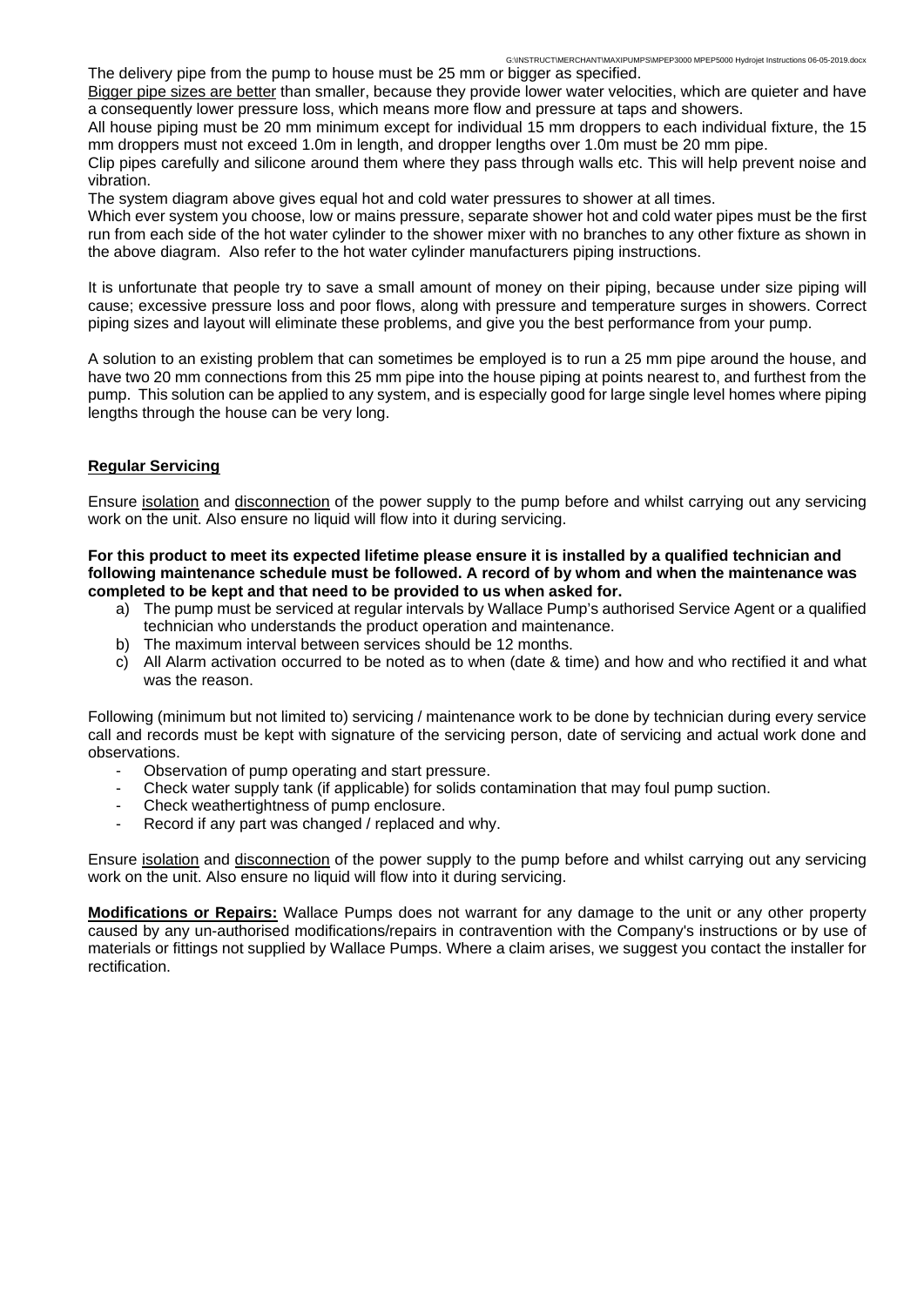The delivery pipe from the pump to house must be 25 mm or bigger as specified.

Bigger pipe sizes are better than smaller, because they provide lower water velocities, which are quieter and have a consequently lower pressure loss, which means more flow and pressure at taps and showers.

All house piping must be 20 mm minimum except for individual 15 mm droppers to each individual fixture, the 15 mm droppers must not exceed 1.0m in length, and dropper lengths over 1.0m must be 20 mm pipe.

Clip pipes carefully and silicone around them where they pass through walls etc. This will help prevent noise and vibration.

The system diagram above gives equal hot and cold water pressures to shower at all times.

Which ever system you choose, low or mains pressure, separate shower hot and cold water pipes must be the first run from each side of the hot water cylinder to the shower mixer with no branches to any other fixture as shown in the above diagram. Also refer to the hot water cylinder manufacturers piping instructions.

It is unfortunate that people try to save a small amount of money on their piping, because under size piping will cause; excessive pressure loss and poor flows, along with pressure and temperature surges in showers. Correct piping sizes and layout will eliminate these problems, and give you the best performance from your pump.

A solution to an existing problem that can sometimes be employed is to run a 25 mm pipe around the house, and have two 20 mm connections from this 25 mm pipe into the house piping at points nearest to, and furthest from the pump. This solution can be applied to any system, and is especially good for large single level homes where piping lengths through the house can be very long.

## Regular Servicing

Ensure isolation and disconnection of the power supply to the pump before and whilst carrying out any servicing work on the unit. Also ensure no liquid will flow into it during servicing.

**For this product to meet its expected lifetime please ensure it is installed by a qualified technician and following maintenance schedule must be followed. A record of by whom and when the maintenance was completed to be kept and that need to be provided to us when asked for.**

a) The pump must be serviced at regular intervals by Wallace Pump's authorised Service Agent or a qualified technician who understands the product operation and maintenance.
b) The maximum interval between services should be 12 months.
c) All Alarm activation occurred to be noted as to when (date & time) and how and who rectified it and what was the reason.

Following (minimum but not limited to) servicing / maintenance work to be done by technician during every service call and records must be kept with signature of the servicing person, date of servicing and actual work done and observations.

- Observation of pump operating and start pressure.
- Check water supply tank (if applicable) for solids contamination that may foul pump suction.
- Check weathertightness of pump enclosure.
- Record if any part was changed / replaced and why.

Ensure isolation and disconnection of the power supply to the pump before and whilst carrying out any servicing work on the unit. Also ensure no liquid will flow into it during servicing.

**Modifications or Repairs:** Wallace Pumps does not warrant for any damage to the unit or any other property caused by any un-authorised modifications/repairs in contravention with the Company's instructions or by use of materials or fittings not supplied by Wallace Pumps. Where a claim arises, we suggest you contact the installer for rectification.